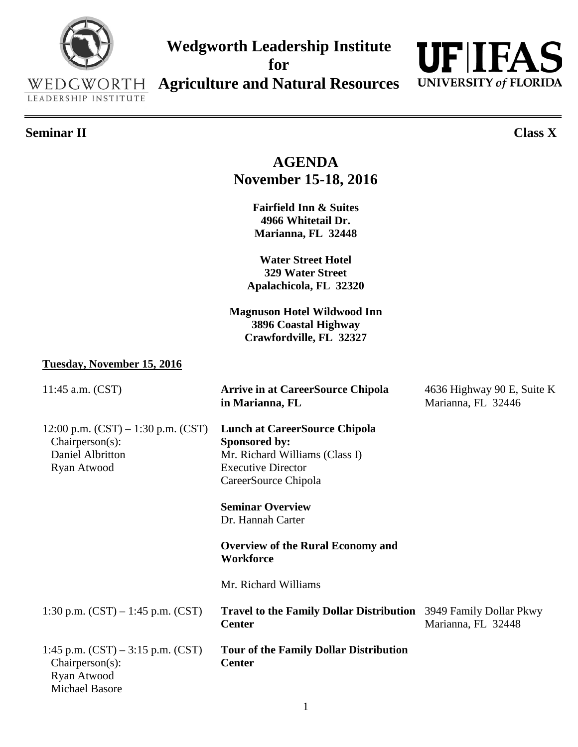# Wedgworth Leadership Institute for Agriculture and Natural Resources

WEDGWORTH LEADERSHIP INSTITUTE

UF|IFAS UNIVERSITY of FLORIDA

**Seminar II** **Class X**

## AGENDA
## November 15-18, 2016

**Fairfield Inn & Suites**
**4966 Whitetail Dr.**
**Marianna, FL 32448**

**Water Street Hotel**
**329 Water Street**
**Apalachicola, FL 32320**

**Magnuson Hotel Wildwood Inn**
**3896 Coastal Highway**
**Crawfordville, FL 32327**

### Tuesday, November 15, 2016

| | | |
|---|---|---|
| 11:45 a.m. (CST) | **Arrive in at CareerSource Chipola in Marianna, FL** | 4636 Highway 90 E, Suite K<br>Marianna, FL 32446 |
| 12:00 p.m. (CST) – 1:30 p.m. (CST)<br>Chairperson(s):<br>Daniel Albritton<br>Ryan Atwood | **Lunch at CareerSource Chipola**<br>**Sponsored by:**<br>Mr. Richard Williams (Class I)<br>Executive Director<br>CareerSource Chipola<br><br>**Seminar Overview**<br>Dr. Hannah Carter<br><br>**Overview of the Rural Economy and Workforce**<br><br>Mr. Richard Williams | |
| 1:30 p.m. (CST) – 1:45 p.m. (CST) | **Travel to the Family Dollar Distribution Center** | 3949 Family Dollar Pkwy<br>Marianna, FL 32448 |
| 1:45 p.m. (CST) – 3:15 p.m. (CST)<br>Chairperson(s):<br>Ryan Atwood<br>Michael Basore | **Tour of the Family Dollar Distribution Center** | |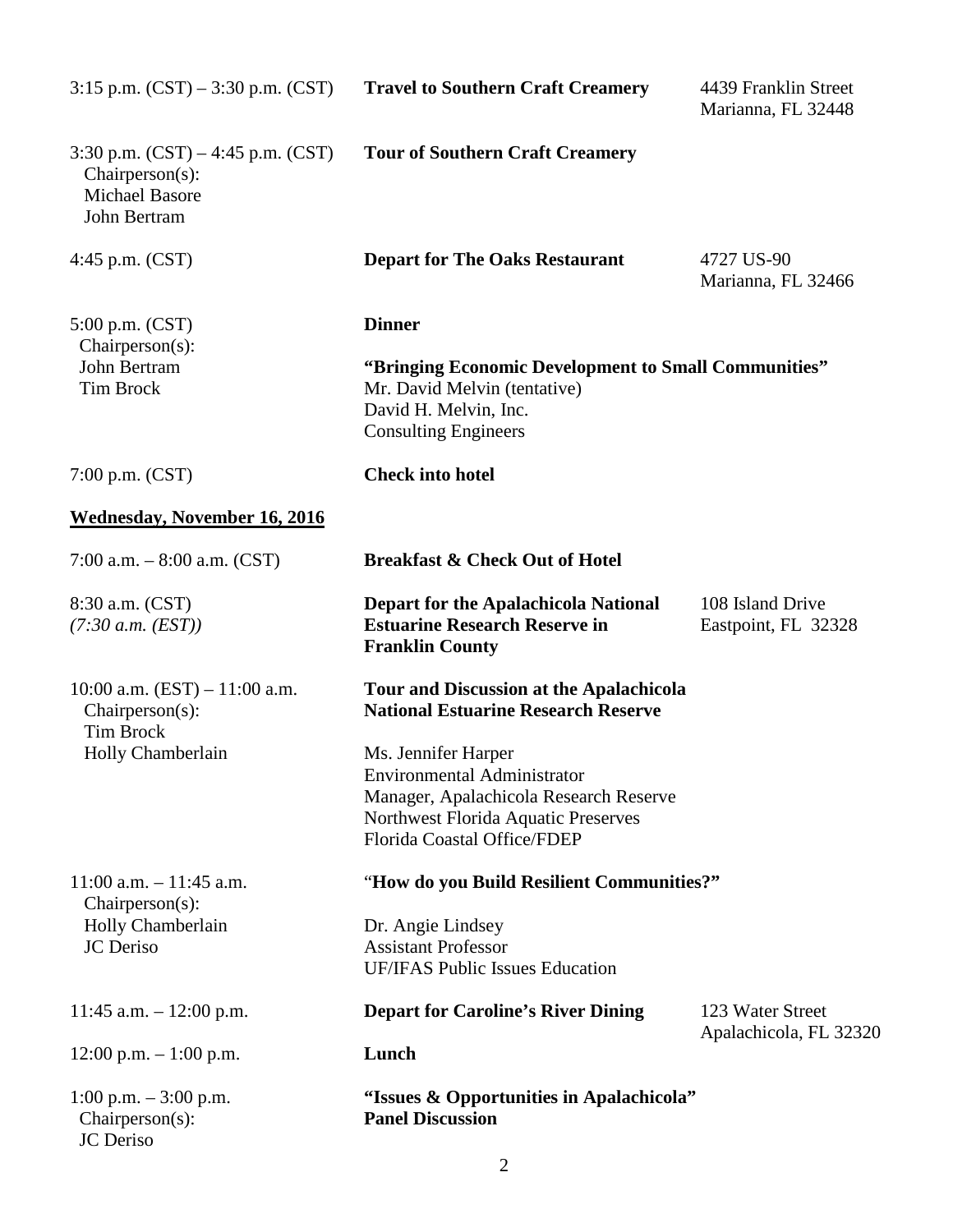| | | |
|---|---|---|
| 3:15 p.m. (CST) – 3:30 p.m. (CST) | **Travel to Southern Craft Creamery** | 4439 Franklin Street<br>Marianna, FL 32448 |
| 3:30 p.m. (CST) – 4:45 p.m. (CST)<br>Chairperson(s):<br>Michael Basore<br>John Bertram | **Tour of Southern Craft Creamery** | |
| 4:45 p.m. (CST) | **Depart for The Oaks Restaurant** | 4727 US-90<br>Marianna, FL 32466 |
| 5:00 p.m. (CST)<br>Chairperson(s):<br>John Bertram<br>Tim Brock | **Dinner**<br><br>**“Bringing Economic Development to Small Communities”**<br>Mr. David Melvin (tentative)<br>David H. Melvin, Inc.<br>Consulting Engineers | |
| 7:00 p.m. (CST) | **Check into hotel** | |

**Wednesday, November 16, 2016**

| | | |
|---|---|---|
| 7:00 a.m. – 8:00 a.m. (CST) | **Breakfast & Check Out of Hotel** | |
| 8:30 a.m. (CST)<br>*(7:30 a.m. (EST))* | **Depart for the Apalachicola National Estuarine Research Reserve in Franklin County** | 108 Island Drive<br>Eastpoint, FL 32328 |
| 10:00 a.m. (EST) – 11:00 a.m.<br>Chairperson(s):<br>Tim Brock<br>Holly Chamberlain | **Tour and Discussion at the Apalachicola National Estuarine Research Reserve**<br><br>Ms. Jennifer Harper<br>Environmental Administrator<br>Manager, Apalachicola Research Reserve<br>Northwest Florida Aquatic Preserves<br>Florida Coastal Office/FDEP | |
| 11:00 a.m. – 11:45 a.m.<br>Chairperson(s):<br>Holly Chamberlain<br>JC Deriso | “**How do you Build Resilient Communities?”**<br><br>Dr. Angie Lindsey<br>Assistant Professor<br>UF/IFAS Public Issues Education | |
| 11:45 a.m. – 12:00 p.m. | **Depart for Caroline’s River Dining** | 123 Water Street<br>Apalachicola, FL 32320 |
| 12:00 p.m. – 1:00 p.m. | **Lunch** | |
| 1:00 p.m. – 3:00 p.m.<br>Chairperson(s):<br>JC Deriso | **“Issues & Opportunities in Apalachicola” Panel Discussion** | |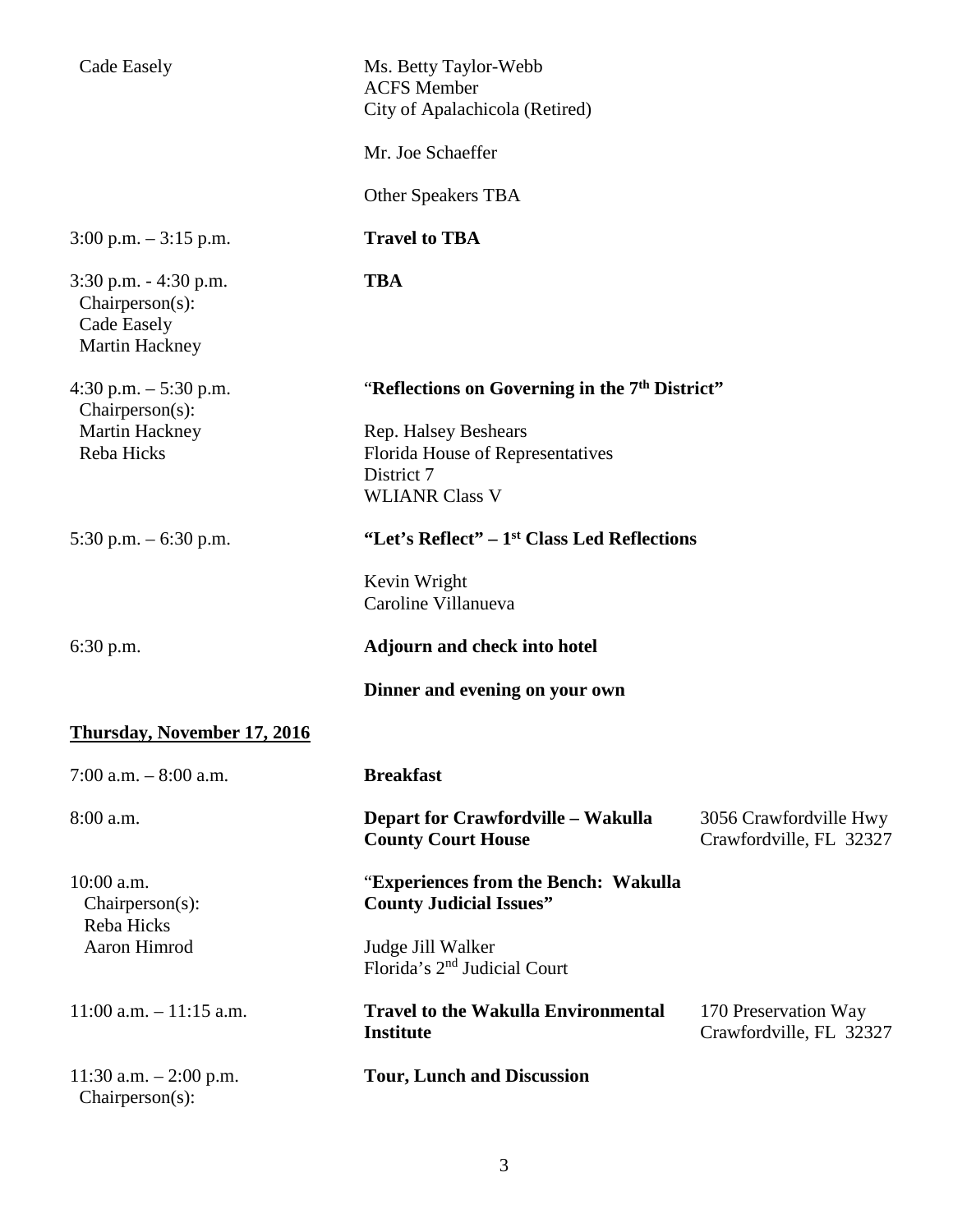| | | |
|---|---|---|
| Cade Easely | Ms. Betty Taylor-Webb<br>ACFS Member<br>City of Apalachicola (Retired)<br><br>Mr. Joe Schaeffer<br><br>Other Speakers TBA | |
| 3:00 p.m. – 3:15 p.m. | **Travel to TBA** | |
| 3:30 p.m. - 4:30 p.m.<br>Chairperson(s):<br>Cade Easely<br>Martin Hackney | **TBA** | |
| 4:30 p.m. – 5:30 p.m.<br>Chairperson(s):<br>Martin Hackney<br>Reba Hicks | "**Reflections on Governing in the 7th District"**<br><br>Rep. Halsey Beshears<br>Florida House of Representatives<br>District 7<br>WLIANR Class V | |
| 5:30 p.m. – 6:30 p.m. | **"Let's Reflect" – 1st Class Led Reflections**<br><br>Kevin Wright<br>Caroline Villanueva | |
| 6:30 p.m. | **Adjourn and check into hotel**<br><br>**Dinner and evening on your own** | |

**Thursday, November 17, 2016**

| | | |
|---|---|---|
| 7:00 a.m. – 8:00 a.m. | **Breakfast** | |
| 8:00 a.m. | **Depart for Crawfordville – Wakulla County Court House** | 3056 Crawfordville Hwy<br>Crawfordville, FL 32327 |
| 10:00 a.m.<br>Chairperson(s):<br>Reba Hicks<br>Aaron Himrod | "**Experiences from the Bench: Wakulla County Judicial Issues"**<br><br>Judge Jill Walker<br>Florida's 2nd Judicial Court | |
| 11:00 a.m. – 11:15 a.m. | **Travel to the Wakulla Environmental Institute** | 170 Preservation Way<br>Crawfordville, FL 32327 |
| 11:30 a.m. – 2:00 p.m.<br>Chairperson(s): | **Tour, Lunch and Discussion** | |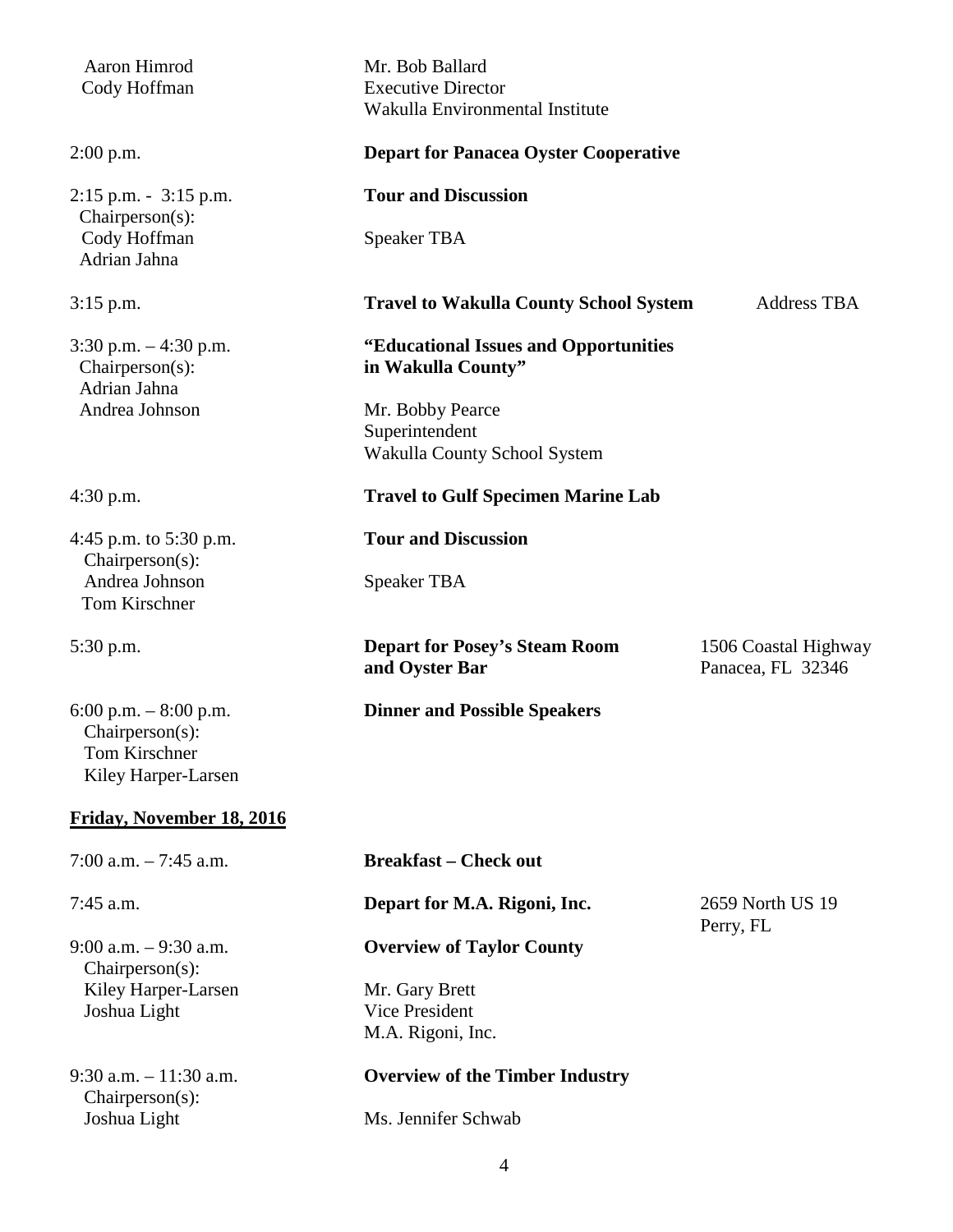| | | |
|---|---|---|
| Aaron Himrod<br>Cody Hoffman | Mr. Bob Ballard<br>Executive Director<br>Wakulla Environmental Institute | |
| 2:00 p.m. | **Depart for Panacea Oyster Cooperative** | |
| 2:15 p.m. - 3:15 p.m.<br>Chairperson(s):<br>Cody Hoffman<br>Adrian Jahna | **Tour and Discussion**<br><br>Speaker TBA | |
| 3:15 p.m. | **Travel to Wakulla County School System** | Address TBA |
| 3:30 p.m. – 4:30 p.m.<br>Chairperson(s):<br>Adrian Jahna<br>Andrea Johnson | **"Educational Issues and Opportunities in Wakulla County"**<br><br>Mr. Bobby Pearce<br>Superintendent<br>Wakulla County School System | |
| 4:30 p.m. | **Travel to Gulf Specimen Marine Lab** | |
| 4:45 p.m. to 5:30 p.m.<br>Chairperson(s):<br>Andrea Johnson<br>Tom Kirschner | **Tour and Discussion**<br><br>Speaker TBA | |
| 5:30 p.m. | **Depart for Posey's Steam Room and Oyster Bar** | 1506 Coastal Highway<br>Panacea, FL 32346 |
| 6:00 p.m. – 8:00 p.m.<br>Chairperson(s):<br>Tom Kirschner<br>Kiley Harper-Larsen | **Dinner and Possible Speakers** | |

**<u>Friday, November 18, 2016</u>**

| | | |
|---|---|---|
| 7:00 a.m. – 7:45 a.m. | **Breakfast – Check out** | |
| 7:45 a.m. | **Depart for M.A. Rigoni, Inc.** | 2659 North US 19<br>Perry, FL |
| 9:00 a.m. – 9:30 a.m.<br>Chairperson(s):<br>Kiley Harper-Larsen<br>Joshua Light | **Overview of Taylor County**<br><br>Mr. Gary Brett<br>Vice President<br>M.A. Rigoni, Inc. | |
| 9:30 a.m. – 11:30 a.m.<br>Chairperson(s):<br>Joshua Light | **Overview of the Timber Industry**<br><br>Ms. Jennifer Schwab | |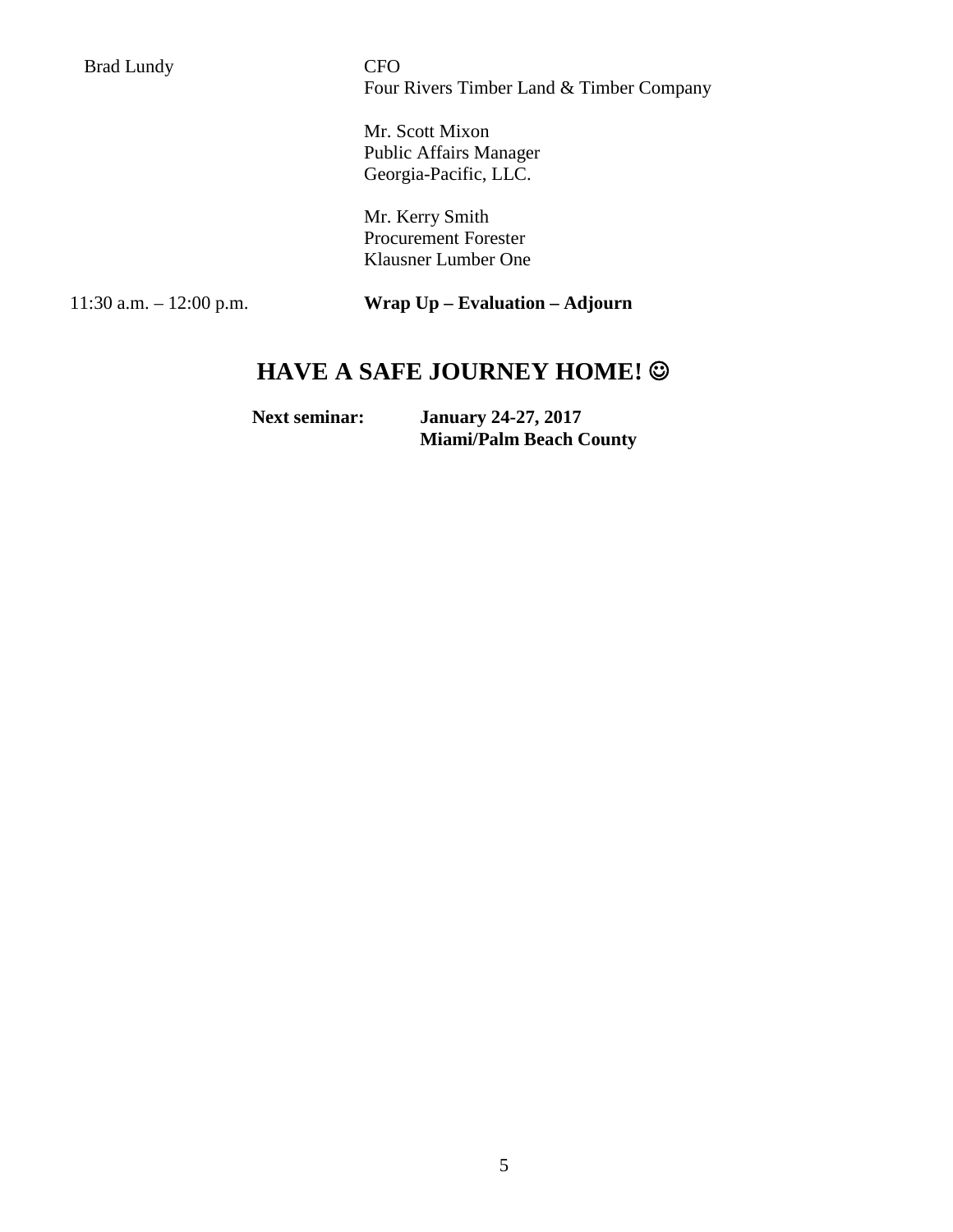| | |
|---|---|
| Brad Lundy | CFO<br>Four Rivers Timber Land & Timber Company |
| | Mr. Scott Mixon<br>Public Affairs Manager<br>Georgia-Pacific, LLC. |
| | Mr. Kerry Smith<br>Procurement Forester<br>Klausner Lumber One |
| 11:30 a.m. – 12:00 p.m. | **Wrap Up – Evaluation – Adjourn** |

## HAVE A SAFE JOURNEY HOME! ☺

**Next seminar:** **January 24-27, 2017**
**Miami/Palm Beach County**